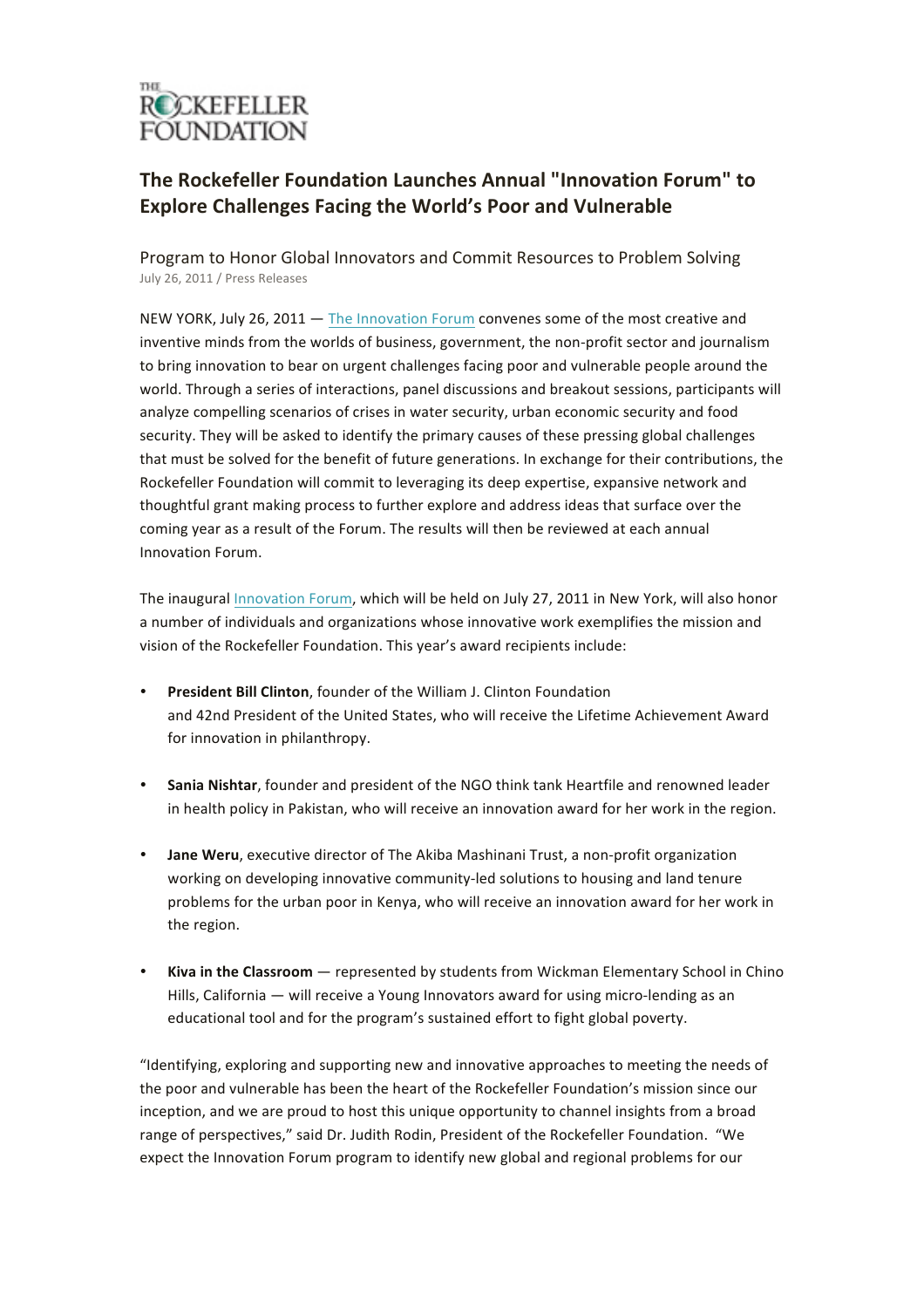THE ROCKEFELLER FOUNDATION

# The Rockefeller Foundation Launches Annual "Innovation Forum" to Explore Challenges Facing the World's Poor and Vulnerable

## Program to Honor Global Innovators and Commit Resources to Problem Solving

July 26, 2011 / Press Releases

NEW YORK, July 26, 2011 — The Innovation Forum convenes some of the most creative and inventive minds from the worlds of business, government, the non-profit sector and journalism to bring innovation to bear on urgent challenges facing poor and vulnerable people around the world. Through a series of interactions, panel discussions and breakout sessions, participants will analyze compelling scenarios of crises in water security, urban economic security and food security. They will be asked to identify the primary causes of these pressing global challenges that must be solved for the benefit of future generations. In exchange for their contributions, the Rockefeller Foundation will commit to leveraging its deep expertise, expansive network and thoughtful grant making process to further explore and address ideas that surface over the coming year as a result of the Forum. The results will then be reviewed at each annual Innovation Forum.

The inaugural Innovation Forum, which will be held on July 27, 2011 in New York, will also honor a number of individuals and organizations whose innovative work exemplifies the mission and vision of the Rockefeller Foundation. This year's award recipients include:

- **President Bill Clinton**, founder of the William J. Clinton Foundation and 42nd President of the United States, who will receive the Lifetime Achievement Award for innovation in philanthropy.
- **Sania Nishtar**, founder and president of the NGO think tank Heartfile and renowned leader in health policy in Pakistan, who will receive an innovation award for her work in the region.
- **Jane Weru**, executive director of The Akiba Mashinani Trust, a non-profit organization working on developing innovative community-led solutions to housing and land tenure problems for the urban poor in Kenya, who will receive an innovation award for her work in the region.
- **Kiva in the Classroom** — represented by students from Wickman Elementary School in Chino Hills, California — will receive a Young Innovators award for using micro-lending as an educational tool and for the program's sustained effort to fight global poverty.

"Identifying, exploring and supporting new and innovative approaches to meeting the needs of the poor and vulnerable has been the heart of the Rockefeller Foundation's mission since our inception, and we are proud to host this unique opportunity to channel insights from a broad range of perspectives," said Dr. Judith Rodin, President of the Rockefeller Foundation. "We expect the Innovation Forum program to identify new global and regional problems for our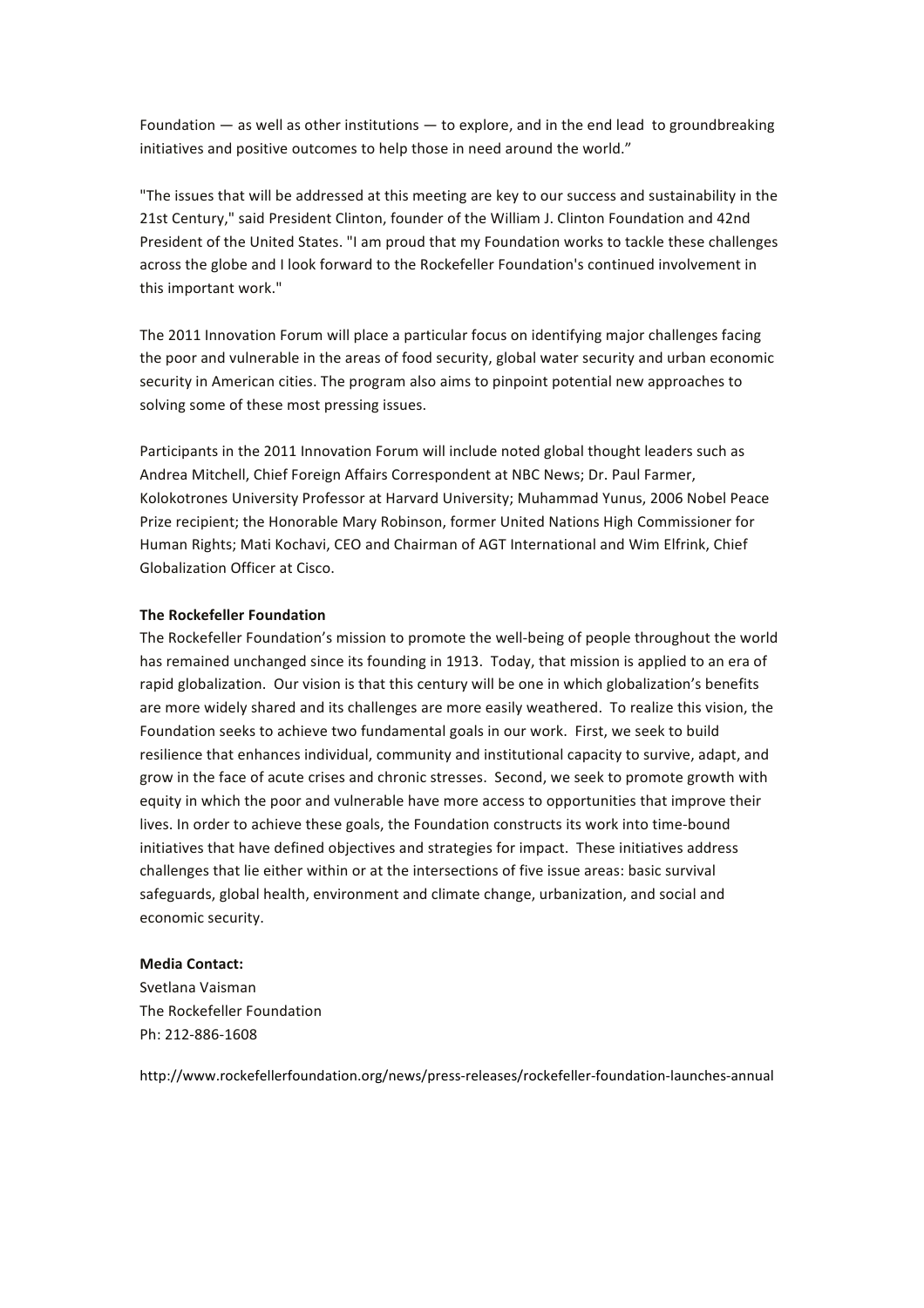Foundation — as well as other institutions — to explore, and in the end lead to groundbreaking initiatives and positive outcomes to help those in need around the world."

"The issues that will be addressed at this meeting are key to our success and sustainability in the 21st Century," said President Clinton, founder of the William J. Clinton Foundation and 42nd President of the United States. "I am proud that my Foundation works to tackle these challenges across the globe and I look forward to the Rockefeller Foundation's continued involvement in this important work."

The 2011 Innovation Forum will place a particular focus on identifying major challenges facing the poor and vulnerable in the areas of food security, global water security and urban economic security in American cities. The program also aims to pinpoint potential new approaches to solving some of these most pressing issues.

Participants in the 2011 Innovation Forum will include noted global thought leaders such as Andrea Mitchell, Chief Foreign Affairs Correspondent at NBC News; Dr. Paul Farmer, Kolokotrones University Professor at Harvard University; Muhammad Yunus, 2006 Nobel Peace Prize recipient; the Honorable Mary Robinson, former United Nations High Commissioner for Human Rights; Mati Kochavi, CEO and Chairman of AGT International and Wim Elfrink, Chief Globalization Officer at Cisco.

**The Rockefeller Foundation**
The Rockefeller Foundation's mission to promote the well-being of people throughout the world has remained unchanged since its founding in 1913. Today, that mission is applied to an era of rapid globalization. Our vision is that this century will be one in which globalization's benefits are more widely shared and its challenges are more easily weathered. To realize this vision, the Foundation seeks to achieve two fundamental goals in our work. First, we seek to build resilience that enhances individual, community and institutional capacity to survive, adapt, and grow in the face of acute crises and chronic stresses. Second, we seek to promote growth with equity in which the poor and vulnerable have more access to opportunities that improve their lives. In order to achieve these goals, the Foundation constructs its work into time-bound initiatives that have defined objectives and strategies for impact. These initiatives address challenges that lie either within or at the intersections of five issue areas: basic survival safeguards, global health, environment and climate change, urbanization, and social and economic security.

**Media Contact:**
Svetlana Vaisman
The Rockefeller Foundation
Ph: 212-886-1608

http://www.rockefellerfoundation.org/news/press-releases/rockefeller-foundation-launches-annual